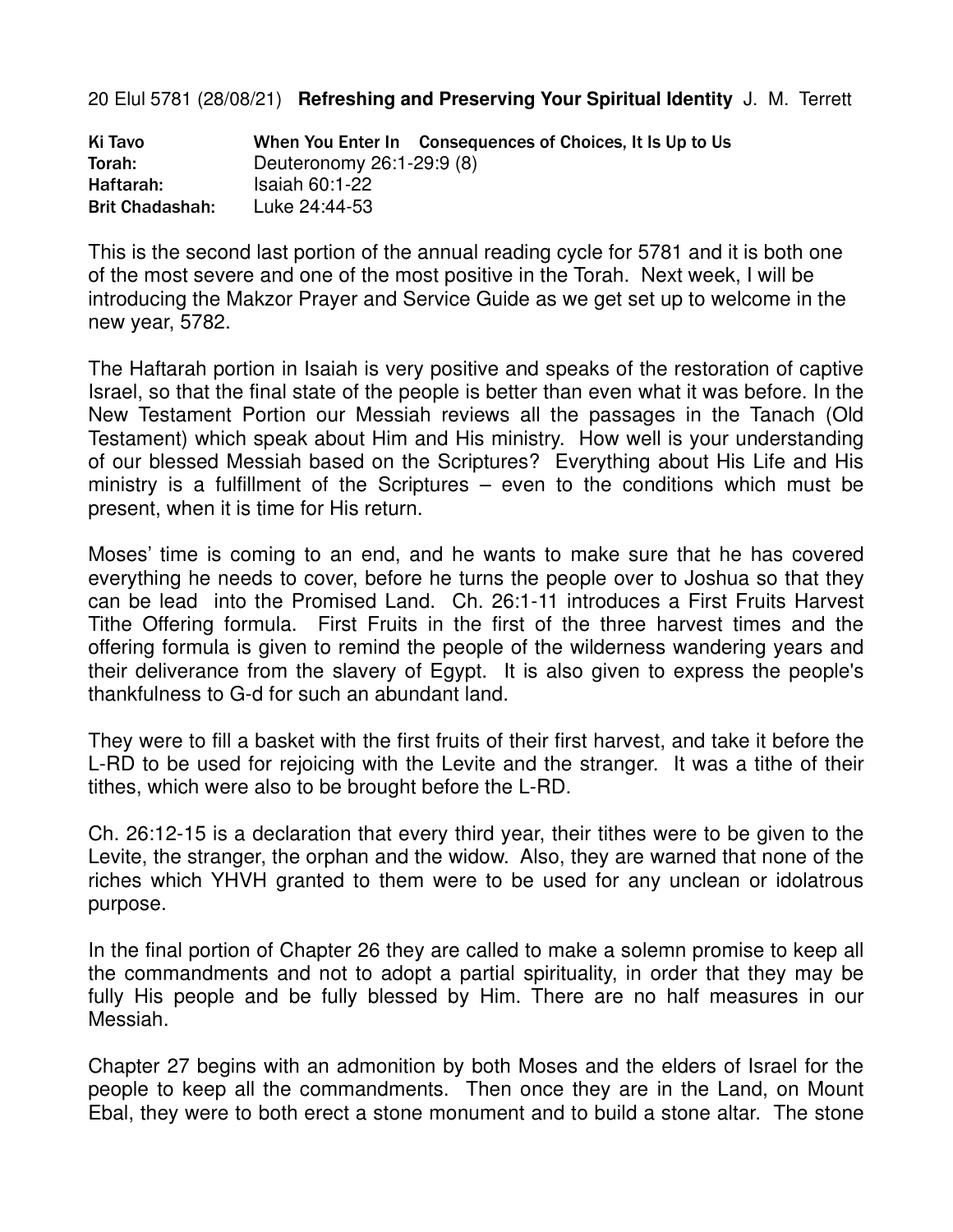20 Elul 5781 (28/08/21) **Refreshing and Preserving Your Spiritual Identity** J. M. Terrett

| | |
|---|---|
| **Ki Tavo** | **When You Enter In Consequences of Choices, It Is Up to Us** |
| **Torah:** | Deuteronomy 26:1-29:9 (8) |
| **Haftarah:** | Isaiah 60:1-22 |
| **Brit Chadashah:** | Luke 24:44-53 |

This is the second last portion of the annual reading cycle for 5781 and it is both one of the most severe and one of the most positive in the Torah. Next week, I will be introducing the Makzor Prayer and Service Guide as we get set up to welcome in the new year, 5782.

The Haftarah portion in Isaiah is very positive and speaks of the restoration of captive Israel, so that the final state of the people is better than even what it was before. In the New Testament Portion our Messiah reviews all the passages in the Tanach (Old Testament) which speak about Him and His ministry. How well is your understanding of our blessed Messiah based on the Scriptures? Everything about His Life and His ministry is a fulfillment of the Scriptures – even to the conditions which must be present, when it is time for His return.

Moses' time is coming to an end, and he wants to make sure that he has covered everything he needs to cover, before he turns the people over to Joshua so that they can be lead into the Promised Land. Ch. 26:1-11 introduces a First Fruits Harvest Tithe Offering formula. First Fruits in the first of the three harvest times and the offering formula is given to remind the people of the wilderness wandering years and their deliverance from the slavery of Egypt. It is also given to express the people's thankfulness to G-d for such an abundant land.

They were to fill a basket with the first fruits of their first harvest, and take it before the L-RD to be used for rejoicing with the Levite and the stranger. It was a tithe of their tithes, which were also to be brought before the L-RD.

Ch. 26:12-15 is a declaration that every third year, their tithes were to be given to the Levite, the stranger, the orphan and the widow. Also, they are warned that none of the riches which YHVH granted to them were to be used for any unclean or idolatrous purpose.

In the final portion of Chapter 26 they are called to make a solemn promise to keep all the commandments and not to adopt a partial spirituality, in order that they may be fully His people and be fully blessed by Him. There are no half measures in our Messiah.

Chapter 27 begins with an admonition by both Moses and the elders of Israel for the people to keep all the commandments. Then once they are in the Land, on Mount Ebal, they were to both erect a stone monument and to build a stone altar. The stone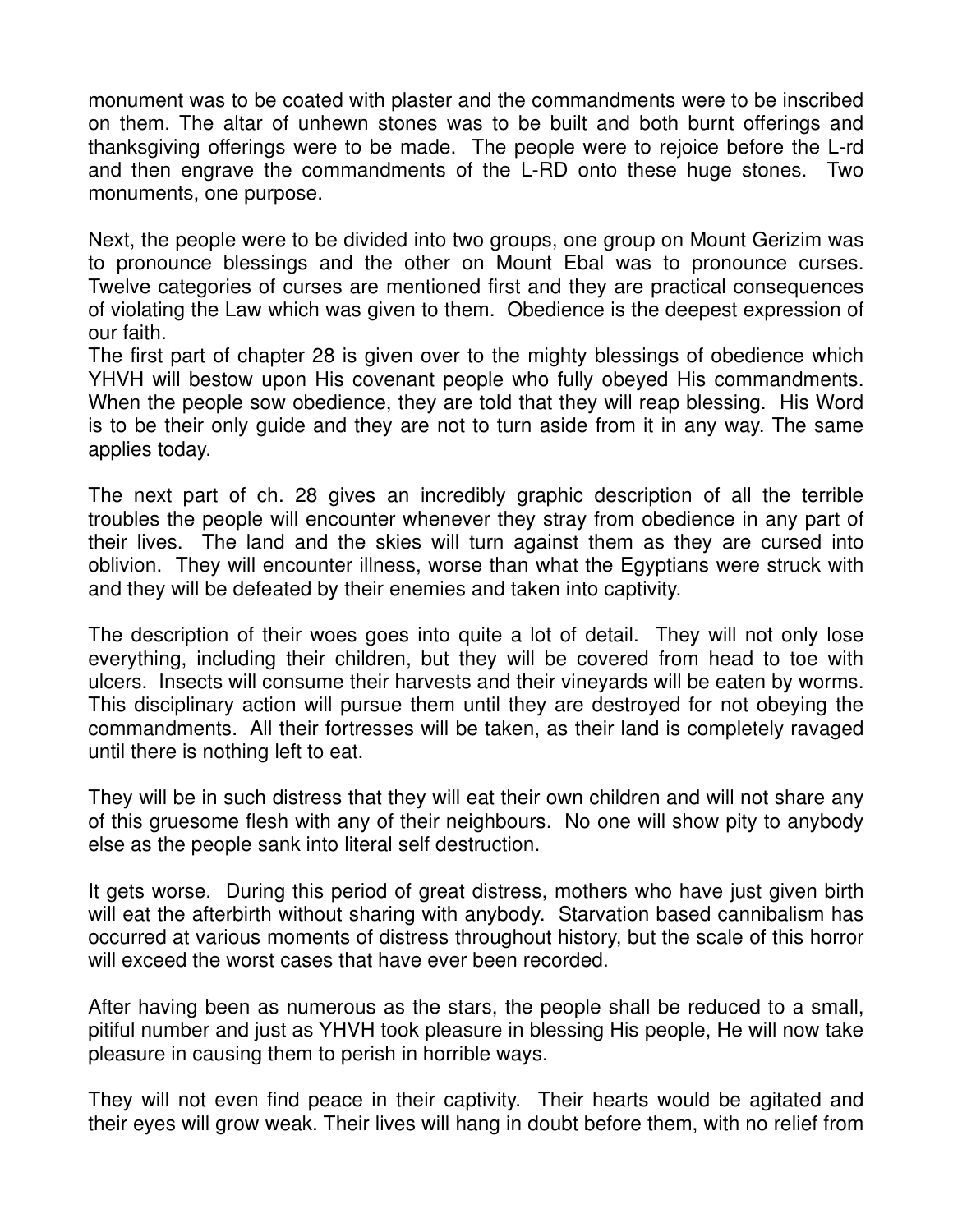monument was to be coated with plaster and the commandments were to be inscribed on them. The altar of unhewn stones was to be built and both burnt offerings and thanksgiving offerings were to be made. The people were to rejoice before the L-rd and then engrave the commandments of the L-RD onto these huge stones. Two monuments, one purpose.

Next, the people were to be divided into two groups, one group on Mount Gerizim was to pronounce blessings and the other on Mount Ebal was to pronounce curses. Twelve categories of curses are mentioned first and they are practical consequences of violating the Law which was given to them. Obedience is the deepest expression of our faith.

The first part of chapter 28 is given over to the mighty blessings of obedience which YHVH will bestow upon His covenant people who fully obeyed His commandments. When the people sow obedience, they are told that they will reap blessing. His Word is to be their only guide and they are not to turn aside from it in any way. The same applies today.

The next part of ch. 28 gives an incredibly graphic description of all the terrible troubles the people will encounter whenever they stray from obedience in any part of their lives. The land and the skies will turn against them as they are cursed into oblivion. They will encounter illness, worse than what the Egyptians were struck with and they will be defeated by their enemies and taken into captivity.

The description of their woes goes into quite a lot of detail. They will not only lose everything, including their children, but they will be covered from head to toe with ulcers. Insects will consume their harvests and their vineyards will be eaten by worms. This disciplinary action will pursue them until they are destroyed for not obeying the commandments. All their fortresses will be taken, as their land is completely ravaged until there is nothing left to eat.

They will be in such distress that they will eat their own children and will not share any of this gruesome flesh with any of their neighbours. No one will show pity to anybody else as the people sank into literal self destruction.

It gets worse. During this period of great distress, mothers who have just given birth will eat the afterbirth without sharing with anybody. Starvation based cannibalism has occurred at various moments of distress throughout history, but the scale of this horror will exceed the worst cases that have ever been recorded.

After having been as numerous as the stars, the people shall be reduced to a small, pitiful number and just as YHVH took pleasure in blessing His people, He will now take pleasure in causing them to perish in horrible ways.

They will not even find peace in their captivity. Their hearts would be agitated and their eyes will grow weak. Their lives will hang in doubt before them, with no relief from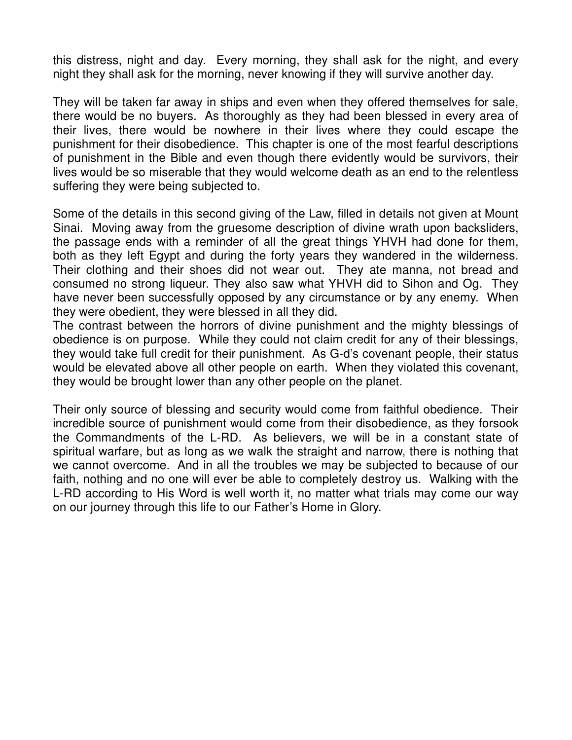this distress, night and day. Every morning, they shall ask for the night, and every night they shall ask for the morning, never knowing if they will survive another day.

They will be taken far away in ships and even when they offered themselves for sale, there would be no buyers. As thoroughly as they had been blessed in every area of their lives, there would be nowhere in their lives where they could escape the punishment for their disobedience. This chapter is one of the most fearful descriptions of punishment in the Bible and even though there evidently would be survivors, their lives would be so miserable that they would welcome death as an end to the relentless suffering they were being subjected to.

Some of the details in this second giving of the Law, filled in details not given at Mount Sinai. Moving away from the gruesome description of divine wrath upon backsliders, the passage ends with a reminder of all the great things YHVH had done for them, both as they left Egypt and during the forty years they wandered in the wilderness. Their clothing and their shoes did not wear out. They ate manna, not bread and consumed no strong liqueur. They also saw what YHVH did to Sihon and Og. They have never been successfully opposed by any circumstance or by any enemy. When they were obedient, they were blessed in all they did.

The contrast between the horrors of divine punishment and the mighty blessings of obedience is on purpose. While they could not claim credit for any of their blessings, they would take full credit for their punishment. As G-d's covenant people, their status would be elevated above all other people on earth. When they violated this covenant, they would be brought lower than any other people on the planet.

Their only source of blessing and security would come from faithful obedience. Their incredible source of punishment would come from their disobedience, as they forsook the Commandments of the L-RD. As believers, we will be in a constant state of spiritual warfare, but as long as we walk the straight and narrow, there is nothing that we cannot overcome. And in all the troubles we may be subjected to because of our faith, nothing and no one will ever be able to completely destroy us. Walking with the L-RD according to His Word is well worth it, no matter what trials may come our way on our journey through this life to our Father's Home in Glory.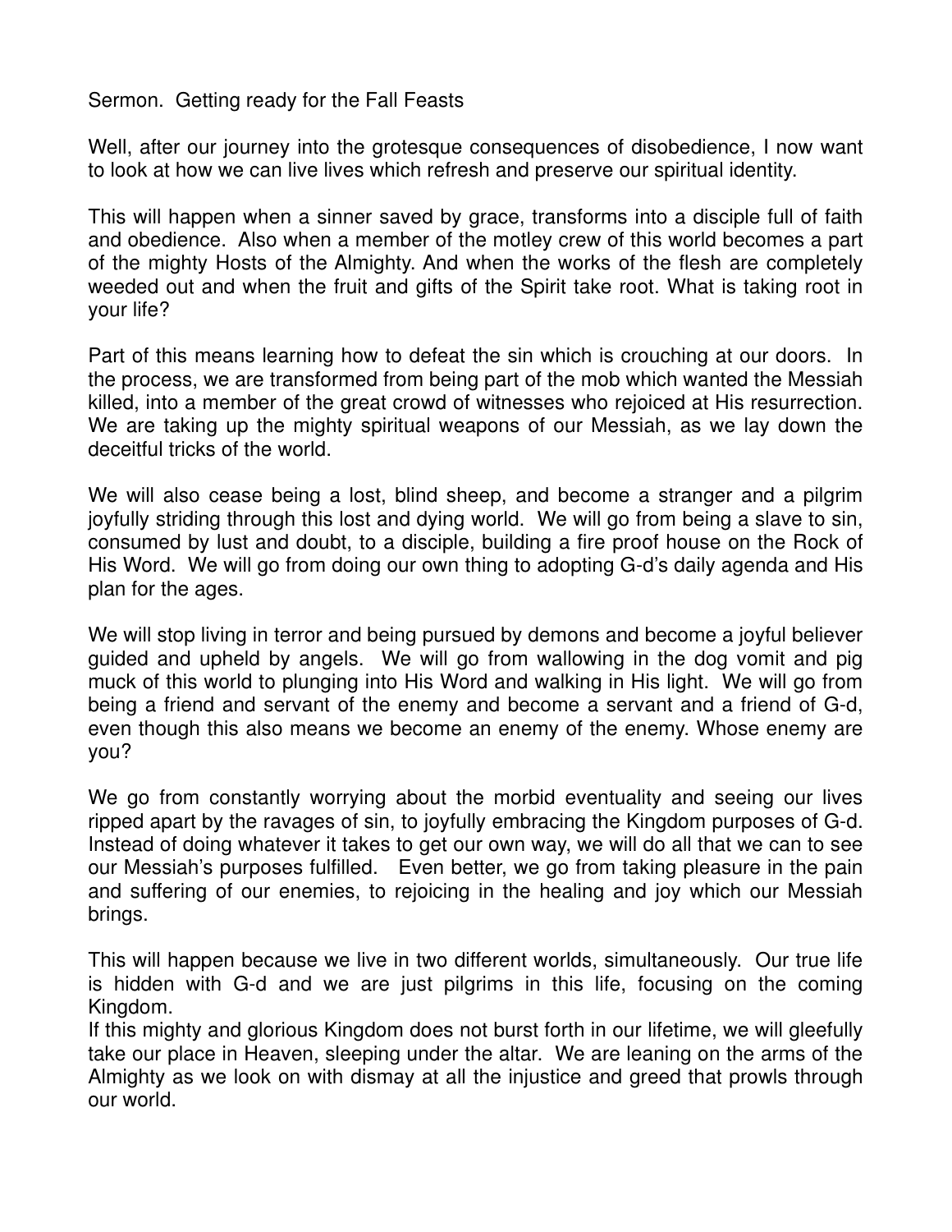Sermon. Getting ready for the Fall Feasts

Well, after our journey into the grotesque consequences of disobedience, I now want to look at how we can live lives which refresh and preserve our spiritual identity.

This will happen when a sinner saved by grace, transforms into a disciple full of faith and obedience. Also when a member of the motley crew of this world becomes a part of the mighty Hosts of the Almighty. And when the works of the flesh are completely weeded out and when the fruit and gifts of the Spirit take root. What is taking root in your life?

Part of this means learning how to defeat the sin which is crouching at our doors. In the process, we are transformed from being part of the mob which wanted the Messiah killed, into a member of the great crowd of witnesses who rejoiced at His resurrection. We are taking up the mighty spiritual weapons of our Messiah, as we lay down the deceitful tricks of the world.

We will also cease being a lost, blind sheep, and become a stranger and a pilgrim joyfully striding through this lost and dying world. We will go from being a slave to sin, consumed by lust and doubt, to a disciple, building a fire proof house on the Rock of His Word. We will go from doing our own thing to adopting G-d's daily agenda and His plan for the ages.

We will stop living in terror and being pursued by demons and become a joyful believer guided and upheld by angels. We will go from wallowing in the dog vomit and pig muck of this world to plunging into His Word and walking in His light. We will go from being a friend and servant of the enemy and become a servant and a friend of G-d, even though this also means we become an enemy of the enemy. Whose enemy are you?

We go from constantly worrying about the morbid eventuality and seeing our lives ripped apart by the ravages of sin, to joyfully embracing the Kingdom purposes of G-d. Instead of doing whatever it takes to get our own way, we will do all that we can to see our Messiah's purposes fulfilled. Even better, we go from taking pleasure in the pain and suffering of our enemies, to rejoicing in the healing and joy which our Messiah brings.

This will happen because we live in two different worlds, simultaneously. Our true life is hidden with G-d and we are just pilgrims in this life, focusing on the coming Kingdom.

If this mighty and glorious Kingdom does not burst forth in our lifetime, we will gleefully take our place in Heaven, sleeping under the altar. We are leaning on the arms of the Almighty as we look on with dismay at all the injustice and greed that prowls through our world.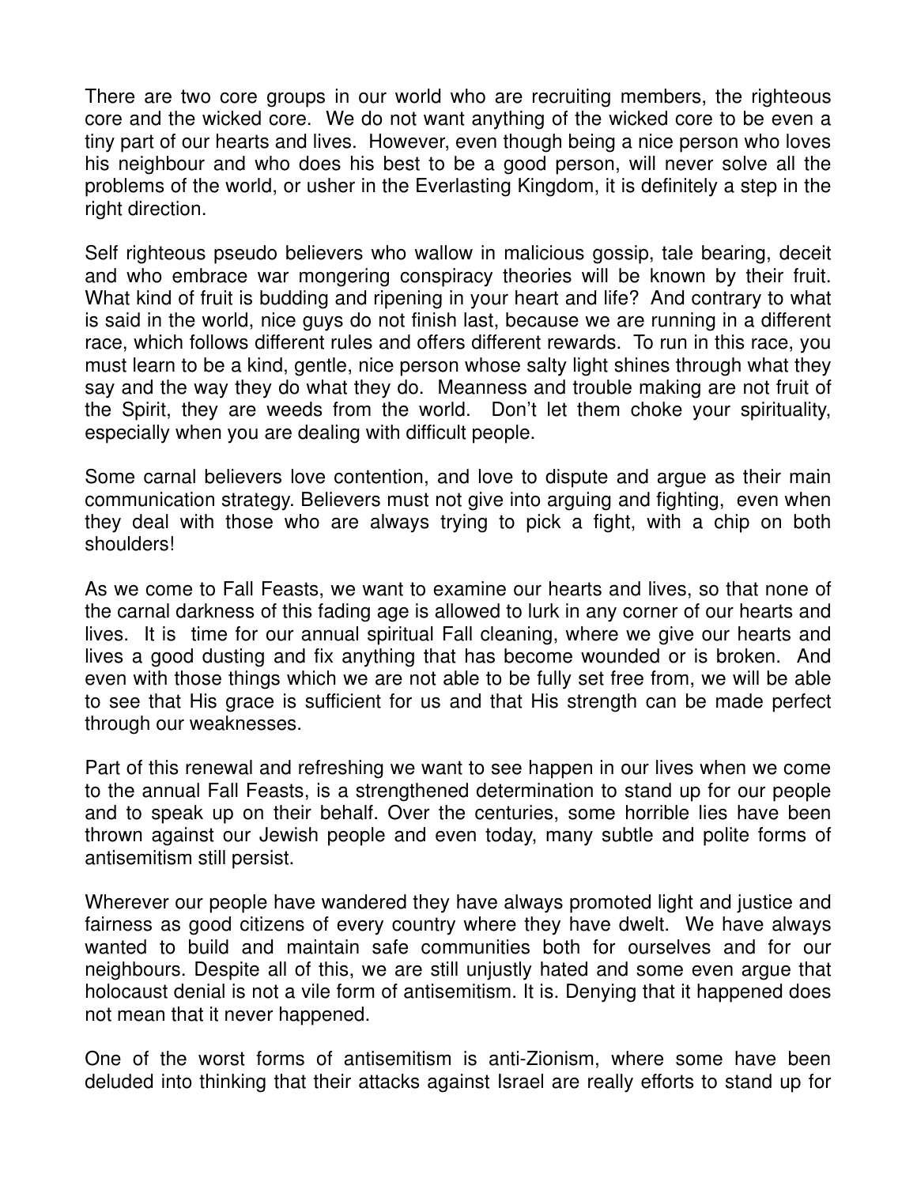There are two core groups in our world who are recruiting members, the righteous core and the wicked core. We do not want anything of the wicked core to be even a tiny part of our hearts and lives. However, even though being a nice person who loves his neighbour and who does his best to be a good person, will never solve all the problems of the world, or usher in the Everlasting Kingdom, it is definitely a step in the right direction.

Self righteous pseudo believers who wallow in malicious gossip, tale bearing, deceit and who embrace war mongering conspiracy theories will be known by their fruit. What kind of fruit is budding and ripening in your heart and life? And contrary to what is said in the world, nice guys do not finish last, because we are running in a different race, which follows different rules and offers different rewards. To run in this race, you must learn to be a kind, gentle, nice person whose salty light shines through what they say and the way they do what they do. Meanness and trouble making are not fruit of the Spirit, they are weeds from the world. Don't let them choke your spirituality, especially when you are dealing with difficult people.

Some carnal believers love contention, and love to dispute and argue as their main communication strategy. Believers must not give into arguing and fighting, even when they deal with those who are always trying to pick a fight, with a chip on both shoulders!

As we come to Fall Feasts, we want to examine our hearts and lives, so that none of the carnal darkness of this fading age is allowed to lurk in any corner of our hearts and lives. It is time for our annual spiritual Fall cleaning, where we give our hearts and lives a good dusting and fix anything that has become wounded or is broken. And even with those things which we are not able to be fully set free from, we will be able to see that His grace is sufficient for us and that His strength can be made perfect through our weaknesses.

Part of this renewal and refreshing we want to see happen in our lives when we come to the annual Fall Feasts, is a strengthened determination to stand up for our people and to speak up on their behalf. Over the centuries, some horrible lies have been thrown against our Jewish people and even today, many subtle and polite forms of antisemitism still persist.

Wherever our people have wandered they have always promoted light and justice and fairness as good citizens of every country where they have dwelt. We have always wanted to build and maintain safe communities both for ourselves and for our neighbours. Despite all of this, we are still unjustly hated and some even argue that holocaust denial is not a vile form of antisemitism. It is. Denying that it happened does not mean that it never happened.

One of the worst forms of antisemitism is anti-Zionism, where some have been deluded into thinking that their attacks against Israel are really efforts to stand up for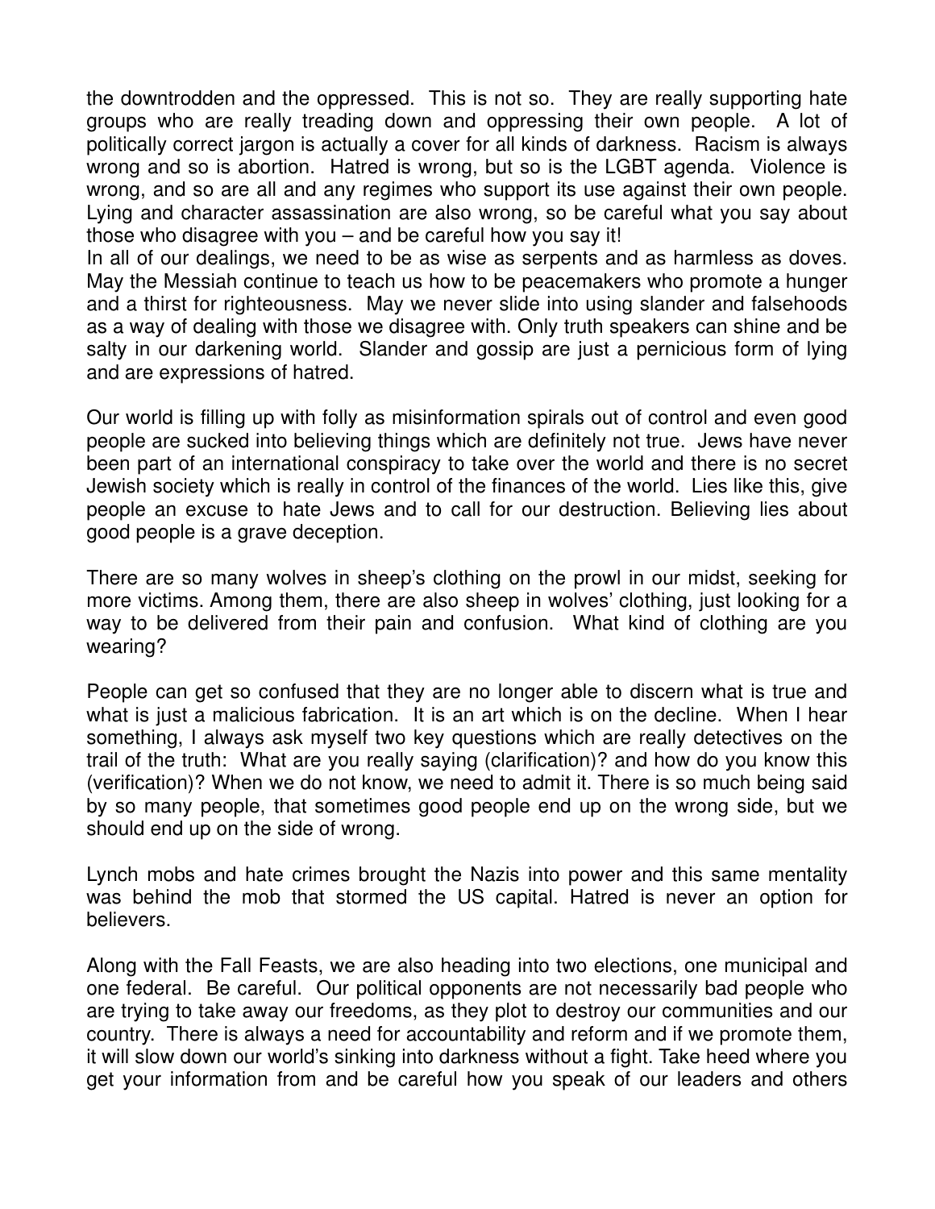the downtrodden and the oppressed. This is not so. They are really supporting hate groups who are really treading down and oppressing their own people. A lot of politically correct jargon is actually a cover for all kinds of darkness. Racism is always wrong and so is abortion. Hatred is wrong, but so is the LGBT agenda. Violence is wrong, and so are all and any regimes who support its use against their own people. Lying and character assassination are also wrong, so be careful what you say about those who disagree with you – and be careful how you say it!
In all of our dealings, we need to be as wise as serpents and as harmless as doves. May the Messiah continue to teach us how to be peacemakers who promote a hunger and a thirst for righteousness. May we never slide into using slander and falsehoods as a way of dealing with those we disagree with. Only truth speakers can shine and be salty in our darkening world. Slander and gossip are just a pernicious form of lying and are expressions of hatred.

Our world is filling up with folly as misinformation spirals out of control and even good people are sucked into believing things which are definitely not true. Jews have never been part of an international conspiracy to take over the world and there is no secret Jewish society which is really in control of the finances of the world. Lies like this, give people an excuse to hate Jews and to call for our destruction. Believing lies about good people is a grave deception.

There are so many wolves in sheep's clothing on the prowl in our midst, seeking for more victims. Among them, there are also sheep in wolves' clothing, just looking for a way to be delivered from their pain and confusion. What kind of clothing are you wearing?

People can get so confused that they are no longer able to discern what is true and what is just a malicious fabrication. It is an art which is on the decline. When I hear something, I always ask myself two key questions which are really detectives on the trail of the truth: What are you really saying (clarification)? and how do you know this (verification)? When we do not know, we need to admit it. There is so much being said by so many people, that sometimes good people end up on the wrong side, but we should end up on the side of wrong.

Lynch mobs and hate crimes brought the Nazis into power and this same mentality was behind the mob that stormed the US capital. Hatred is never an option for believers.

Along with the Fall Feasts, we are also heading into two elections, one municipal and one federal. Be careful. Our political opponents are not necessarily bad people who are trying to take away our freedoms, as they plot to destroy our communities and our country. There is always a need for accountability and reform and if we promote them, it will slow down our world's sinking into darkness without a fight. Take heed where you get your information from and be careful how you speak of our leaders and others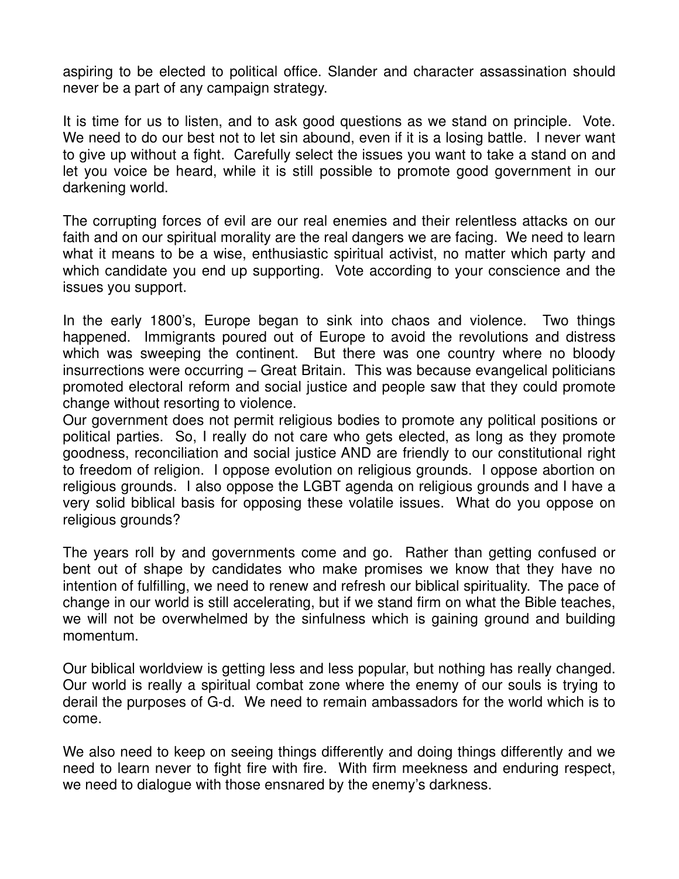aspiring to be elected to political office. Slander and character assassination should never be a part of any campaign strategy.

It is time for us to listen, and to ask good questions as we stand on principle. Vote. We need to do our best not to let sin abound, even if it is a losing battle. I never want to give up without a fight. Carefully select the issues you want to take a stand on and let you voice be heard, while it is still possible to promote good government in our darkening world.

The corrupting forces of evil are our real enemies and their relentless attacks on our faith and on our spiritual morality are the real dangers we are facing. We need to learn what it means to be a wise, enthusiastic spiritual activist, no matter which party and which candidate you end up supporting. Vote according to your conscience and the issues you support.

In the early 1800's, Europe began to sink into chaos and violence. Two things happened. Immigrants poured out of Europe to avoid the revolutions and distress which was sweeping the continent. But there was one country where no bloody insurrections were occurring – Great Britain. This was because evangelical politicians promoted electoral reform and social justice and people saw that they could promote change without resorting to violence.
Our government does not permit religious bodies to promote any political positions or political parties. So, I really do not care who gets elected, as long as they promote goodness, reconciliation and social justice AND are friendly to our constitutional right to freedom of religion. I oppose evolution on religious grounds. I oppose abortion on religious grounds. I also oppose the LGBT agenda on religious grounds and I have a very solid biblical basis for opposing these volatile issues. What do you oppose on religious grounds?

The years roll by and governments come and go. Rather than getting confused or bent out of shape by candidates who make promises we know that they have no intention of fulfilling, we need to renew and refresh our biblical spirituality. The pace of change in our world is still accelerating, but if we stand firm on what the Bible teaches, we will not be overwhelmed by the sinfulness which is gaining ground and building momentum.

Our biblical worldview is getting less and less popular, but nothing has really changed. Our world is really a spiritual combat zone where the enemy of our souls is trying to derail the purposes of G-d. We need to remain ambassadors for the world which is to come.

We also need to keep on seeing things differently and doing things differently and we need to learn never to fight fire with fire. With firm meekness and enduring respect, we need to dialogue with those ensnared by the enemy's darkness.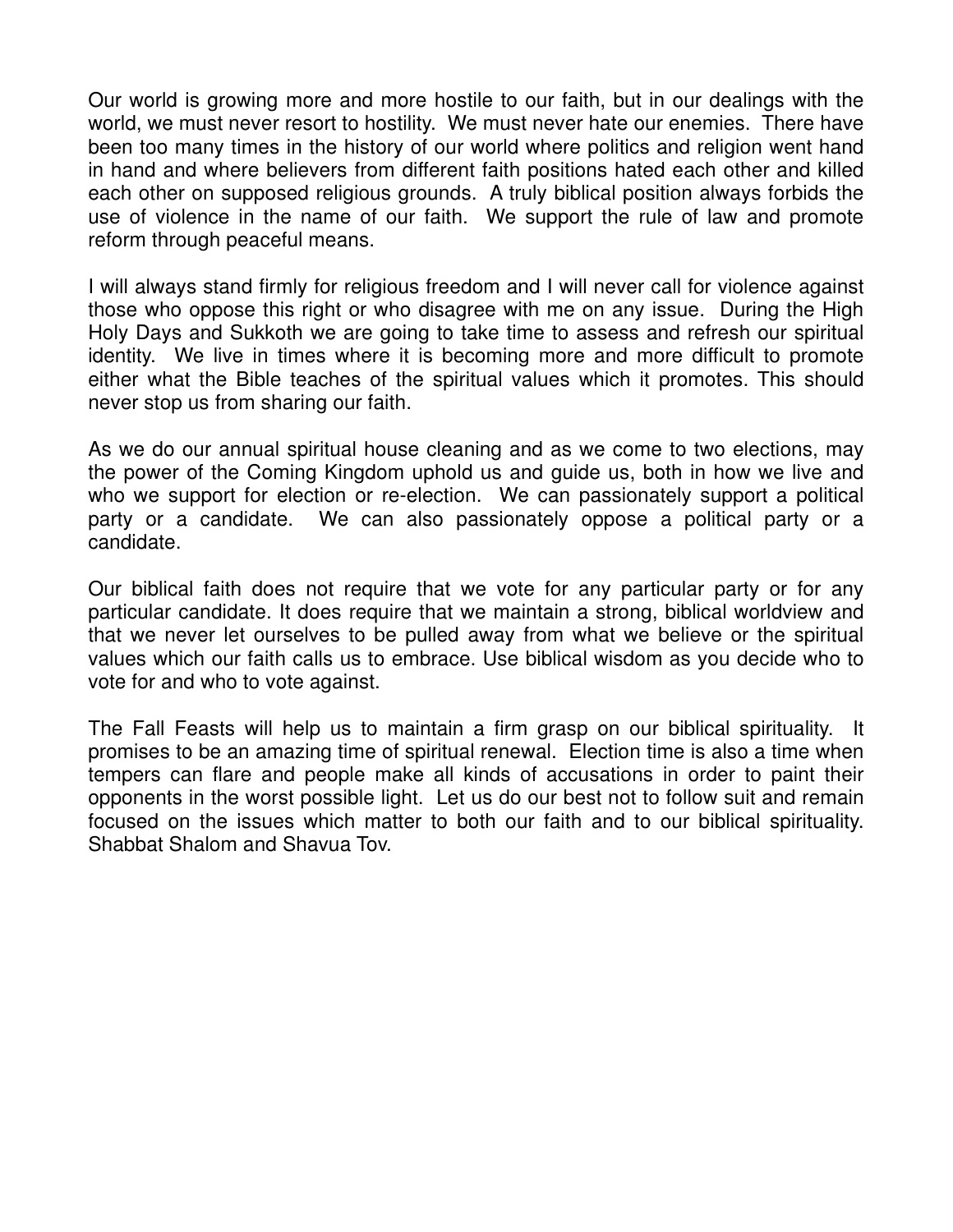Our world is growing more and more hostile to our faith, but in our dealings with the world, we must never resort to hostility. We must never hate our enemies. There have been too many times in the history of our world where politics and religion went hand in hand and where believers from different faith positions hated each other and killed each other on supposed religious grounds. A truly biblical position always forbids the use of violence in the name of our faith. We support the rule of law and promote reform through peaceful means.

I will always stand firmly for religious freedom and I will never call for violence against those who oppose this right or who disagree with me on any issue. During the High Holy Days and Sukkoth we are going to take time to assess and refresh our spiritual identity. We live in times where it is becoming more and more difficult to promote either what the Bible teaches of the spiritual values which it promotes. This should never stop us from sharing our faith.

As we do our annual spiritual house cleaning and as we come to two elections, may the power of the Coming Kingdom uphold us and guide us, both in how we live and who we support for election or re-election. We can passionately support a political party or a candidate. We can also passionately oppose a political party or a candidate.

Our biblical faith does not require that we vote for any particular party or for any particular candidate. It does require that we maintain a strong, biblical worldview and that we never let ourselves to be pulled away from what we believe or the spiritual values which our faith calls us to embrace. Use biblical wisdom as you decide who to vote for and who to vote against.

The Fall Feasts will help us to maintain a firm grasp on our biblical spirituality. It promises to be an amazing time of spiritual renewal. Election time is also a time when tempers can flare and people make all kinds of accusations in order to paint their opponents in the worst possible light. Let us do our best not to follow suit and remain focused on the issues which matter to both our faith and to our biblical spirituality. Shabbat Shalom and Shavua Tov.